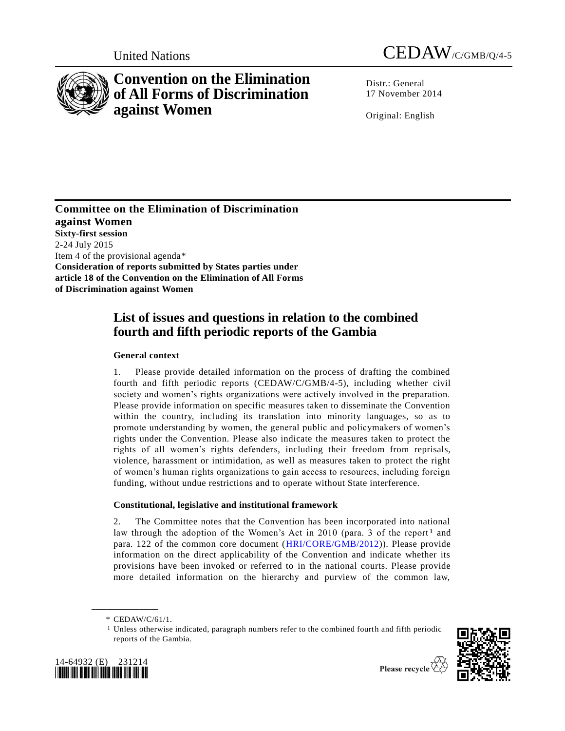United Nations

# CEDAW/C/GMB/Q/4-5

# Convention on the Elimination of All Forms of Discrimination against Women

Distr.: General
17 November 2014

Original: English

**Committee on the Elimination of Discrimination against Women**
**Sixty-first session**
2-24 July 2015
Item 4 of the provisional agenda*
**Consideration of reports submitted by States parties under article 18 of the Convention on the Elimination of All Forms of Discrimination against Women**

## List of issues and questions in relation to the combined fourth and fifth periodic reports of the Gambia

### General context

1. Please provide detailed information on the process of drafting the combined fourth and fifth periodic reports (CEDAW/C/GMB/4-5), including whether civil society and women's rights organizations were actively involved in the preparation. Please provide information on specific measures taken to disseminate the Convention within the country, including its translation into minority languages, so as to promote understanding by women, the general public and policymakers of women's rights under the Convention. Please also indicate the measures taken to protect the rights of all women's rights defenders, including their freedom from reprisals, violence, harassment or intimidation, as well as measures taken to protect the right of women's human rights organizations to gain access to resources, including foreign funding, without undue restrictions and to operate without State interference.

### Constitutional, legislative and institutional framework

2. The Committee notes that the Convention has been incorporated into national law through the adoption of the Women's Act in 2010 (para. 3 of the report[1] and para. 122 of the common core document (HRI/CORE/GMB/2012)). Please provide information on the direct applicability of the Convention and indicate whether its provisions have been invoked or referred to in the national courts. Please provide more detailed information on the hierarchy and purview of the common law,

---

\* CEDAW/C/61/1.

[1] Unless otherwise indicated, paragraph numbers refer to the combined fourth and fifth periodic reports of the Gambia.

14-64932 (E) 231214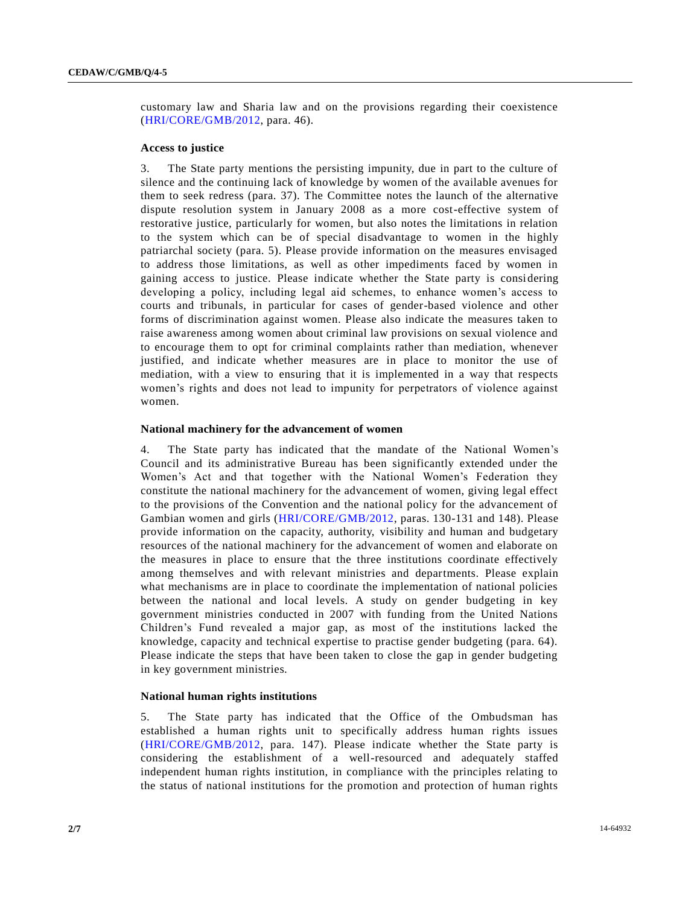customary law and Sharia law and on the provisions regarding their coexistence (HRI/CORE/GMB/2012, para. 46).

### Access to justice

3. The State party mentions the persisting impunity, due in part to the culture of silence and the continuing lack of knowledge by women of the available avenues for them to seek redress (para. 37). The Committee notes the launch of the alternative dispute resolution system in January 2008 as a more cost-effective system of restorative justice, particularly for women, but also notes the limitations in relation to the system which can be of special disadvantage to women in the highly patriarchal society (para. 5). Please provide information on the measures envisaged to address those limitations, as well as other impediments faced by women in gaining access to justice. Please indicate whether the State party is considering developing a policy, including legal aid schemes, to enhance women's access to courts and tribunals, in particular for cases of gender-based violence and other forms of discrimination against women. Please also indicate the measures taken to raise awareness among women about criminal law provisions on sexual violence and to encourage them to opt for criminal complaints rather than mediation, whenever justified, and indicate whether measures are in place to monitor the use of mediation, with a view to ensuring that it is implemented in a way that respects women's rights and does not lead to impunity for perpetrators of violence against women.

### National machinery for the advancement of women

4. The State party has indicated that the mandate of the National Women's Council and its administrative Bureau has been significantly extended under the Women's Act and that together with the National Women's Federation they constitute the national machinery for the advancement of women, giving legal effect to the provisions of the Convention and the national policy for the advancement of Gambian women and girls (HRI/CORE/GMB/2012, paras. 130-131 and 148). Please provide information on the capacity, authority, visibility and human and budgetary resources of the national machinery for the advancement of women and elaborate on the measures in place to ensure that the three institutions coordinate effectively among themselves and with relevant ministries and departments. Please explain what mechanisms are in place to coordinate the implementation of national policies between the national and local levels. A study on gender budgeting in key government ministries conducted in 2007 with funding from the United Nations Children's Fund revealed a major gap, as most of the institutions lacked the knowledge, capacity and technical expertise to practise gender budgeting (para. 64). Please indicate the steps that have been taken to close the gap in gender budgeting in key government ministries.

### National human rights institutions

5. The State party has indicated that the Office of the Ombudsman has established a human rights unit to specifically address human rights issues (HRI/CORE/GMB/2012, para. 147). Please indicate whether the State party is considering the establishment of a well-resourced and adequately staffed independent human rights institution, in compliance with the principles relating to the status of national institutions for the promotion and protection of human rights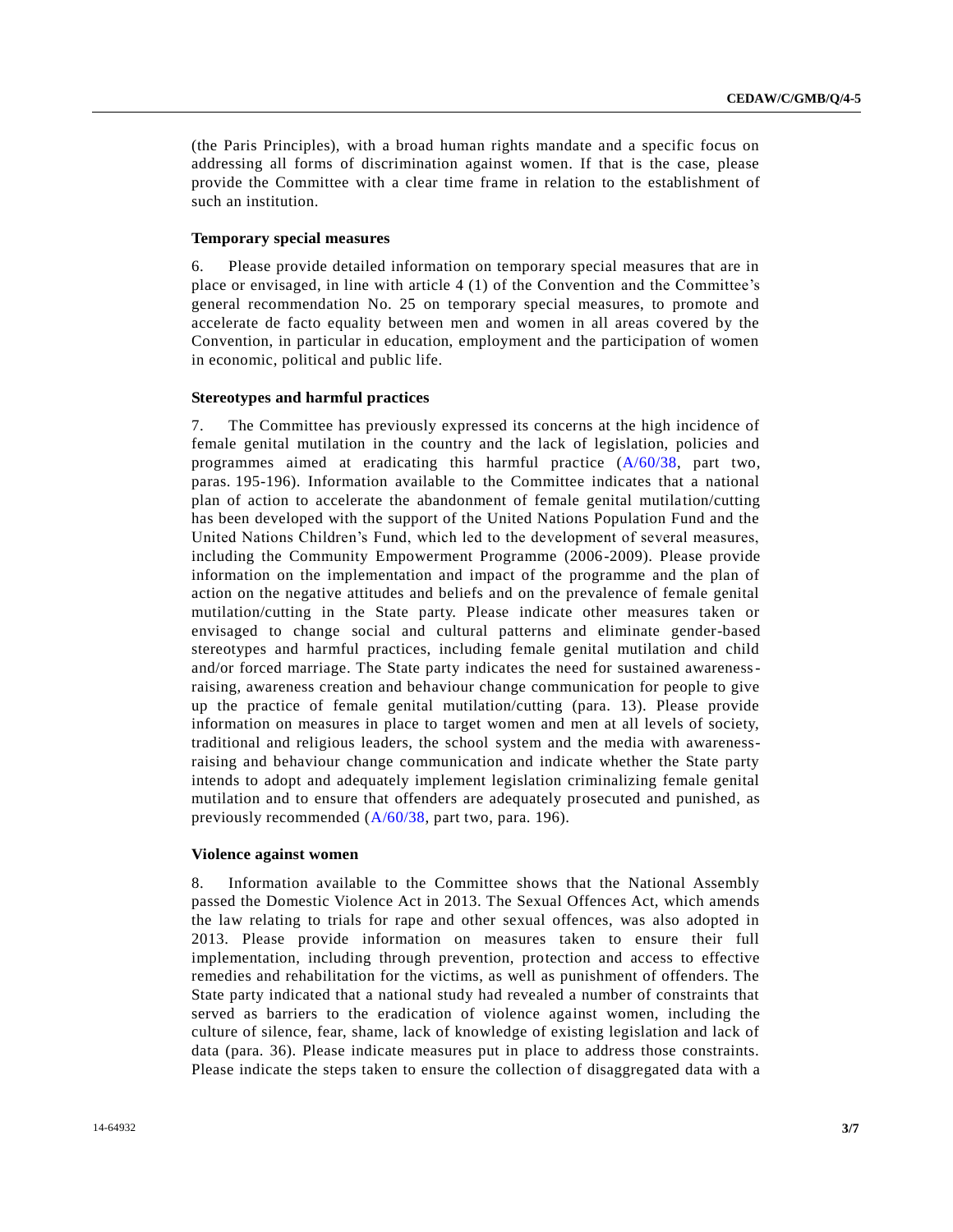(the Paris Principles), with a broad human rights mandate and a specific focus on addressing all forms of discrimination against women. If that is the case, please provide the Committee with a clear time frame in relation to the establishment of such an institution.

**Temporary special measures**

6. Please provide detailed information on temporary special measures that are in place or envisaged, in line with article 4 (1) of the Convention and the Committee's general recommendation No. 25 on temporary special measures, to promote and accelerate de facto equality between men and women in all areas covered by the Convention, in particular in education, employment and the participation of women in economic, political and public life.

**Stereotypes and harmful practices**

7. The Committee has previously expressed its concerns at the high incidence of female genital mutilation in the country and the lack of legislation, policies and programmes aimed at eradicating this harmful practice (A/60/38, part two, paras. 195-196). Information available to the Committee indicates that a national plan of action to accelerate the abandonment of female genital mutilation/cutting has been developed with the support of the United Nations Population Fund and the United Nations Children's Fund, which led to the development of several measures, including the Community Empowerment Programme (2006-2009). Please provide information on the implementation and impact of the programme and the plan of action on the negative attitudes and beliefs and on the prevalence of female genital mutilation/cutting in the State party. Please indicate other measures taken or envisaged to change social and cultural patterns and eliminate gender-based stereotypes and harmful practices, including female genital mutilation and child and/or forced marriage. The State party indicates the need for sustained awareness-raising, awareness creation and behaviour change communication for people to give up the practice of female genital mutilation/cutting (para. 13). Please provide information on measures in place to target women and men at all levels of society, traditional and religious leaders, the school system and the media with awareness-raising and behaviour change communication and indicate whether the State party intends to adopt and adequately implement legislation criminalizing female genital mutilation and to ensure that offenders are adequately prosecuted and punished, as previously recommended (A/60/38, part two, para. 196).

**Violence against women**

8. Information available to the Committee shows that the National Assembly passed the Domestic Violence Act in 2013. The Sexual Offences Act, which amends the law relating to trials for rape and other sexual offences, was also adopted in 2013. Please provide information on measures taken to ensure their full implementation, including through prevention, protection and access to effective remedies and rehabilitation for the victims, as well as punishment of offenders. The State party indicated that a national study had revealed a number of constraints that served as barriers to the eradication of violence against women, including the culture of silence, fear, shame, lack of knowledge of existing legislation and lack of data (para. 36). Please indicate measures put in place to address those constraints. Please indicate the steps taken to ensure the collection of disaggregated data with a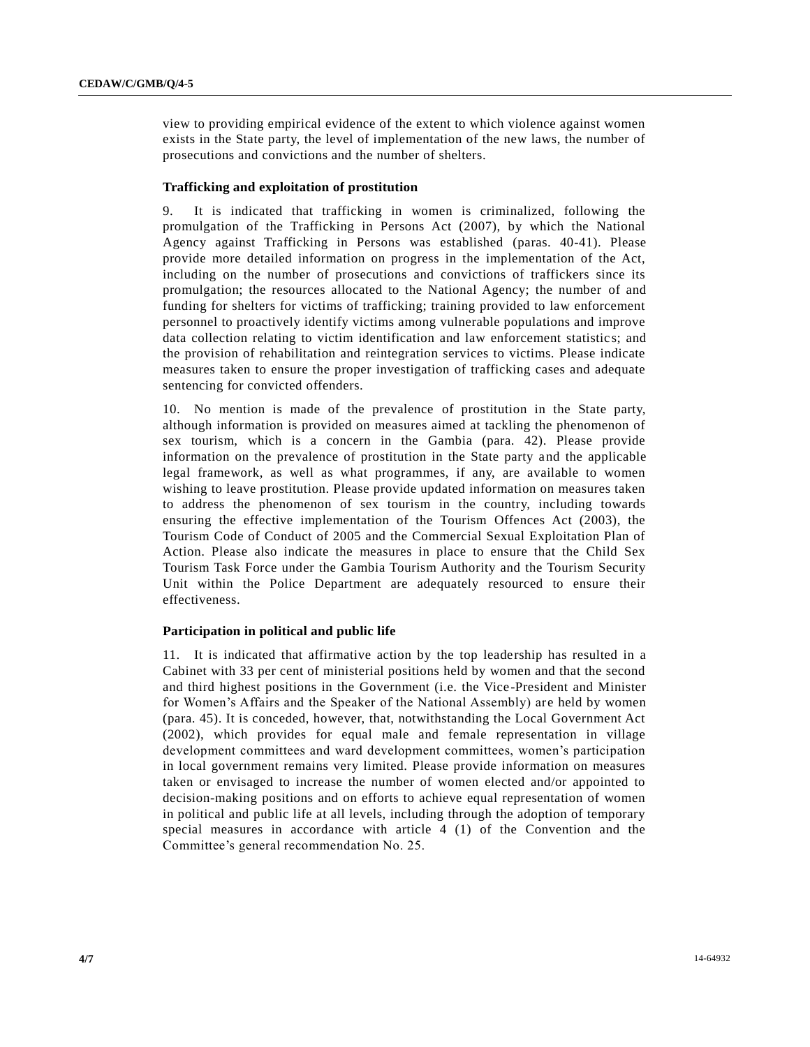view to providing empirical evidence of the extent to which violence against women exists in the State party, the level of implementation of the new laws, the number of prosecutions and convictions and the number of shelters.

### Trafficking and exploitation of prostitution

9. It is indicated that trafficking in women is criminalized, following the promulgation of the Trafficking in Persons Act (2007), by which the National Agency against Trafficking in Persons was established (paras. 40-41). Please provide more detailed information on progress in the implementation of the Act, including on the number of prosecutions and convictions of traffickers since its promulgation; the resources allocated to the National Agency; the number of and funding for shelters for victims of trafficking; training provided to law enforcement personnel to proactively identify victims among vulnerable populations and improve data collection relating to victim identification and law enforcement statistics; and the provision of rehabilitation and reintegration services to victims. Please indicate measures taken to ensure the proper investigation of trafficking cases and adequate sentencing for convicted offenders.

10. No mention is made of the prevalence of prostitution in the State party, although information is provided on measures aimed at tackling the phenomenon of sex tourism, which is a concern in the Gambia (para. 42). Please provide information on the prevalence of prostitution in the State party and the applicable legal framework, as well as what programmes, if any, are available to women wishing to leave prostitution. Please provide updated information on measures taken to address the phenomenon of sex tourism in the country, including towards ensuring the effective implementation of the Tourism Offences Act (2003), the Tourism Code of Conduct of 2005 and the Commercial Sexual Exploitation Plan of Action. Please also indicate the measures in place to ensure that the Child Sex Tourism Task Force under the Gambia Tourism Authority and the Tourism Security Unit within the Police Department are adequately resourced to ensure their effectiveness.

### Participation in political and public life

11. It is indicated that affirmative action by the top leadership has resulted in a Cabinet with 33 per cent of ministerial positions held by women and that the second and third highest positions in the Government (i.e. the Vice-President and Minister for Women's Affairs and the Speaker of the National Assembly) are held by women (para. 45). It is conceded, however, that, notwithstanding the Local Government Act (2002), which provides for equal male and female representation in village development committees and ward development committees, women's participation in local government remains very limited. Please provide information on measures taken or envisaged to increase the number of women elected and/or appointed to decision-making positions and on efforts to achieve equal representation of women in political and public life at all levels, including through the adoption of temporary special measures in accordance with article 4 (1) of the Convention and the Committee's general recommendation No. 25.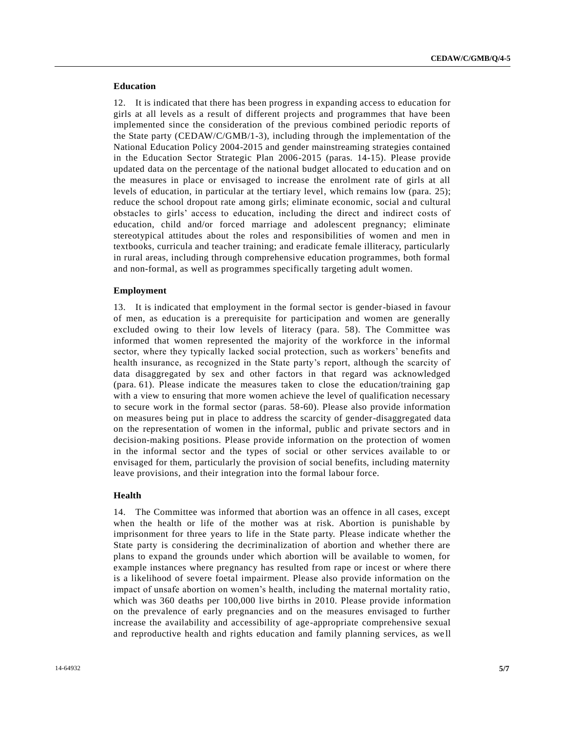### Education

12. It is indicated that there has been progress in expanding access to education for girls at all levels as a result of different projects and programmes that have been implemented since the consideration of the previous combined periodic reports of the State party (CEDAW/C/GMB/1-3), including through the implementation of the National Education Policy 2004-2015 and gender mainstreaming strategies contained in the Education Sector Strategic Plan 2006-2015 (paras. 14-15). Please provide updated data on the percentage of the national budget allocated to education and on the measures in place or envisaged to increase the enrolment rate of girls at all levels of education, in particular at the tertiary level, which remains low (para. 25); reduce the school dropout rate among girls; eliminate economic, social and cultural obstacles to girls' access to education, including the direct and indirect costs of education, child and/or forced marriage and adolescent pregnancy; eliminate stereotypical attitudes about the roles and responsibilities of women and men in textbooks, curricula and teacher training; and eradicate female illiteracy, particularly in rural areas, including through comprehensive education programmes, both formal and non-formal, as well as programmes specifically targeting adult women.

### Employment

13. It is indicated that employment in the formal sector is gender-biased in favour of men, as education is a prerequisite for participation and women are generally excluded owing to their low levels of literacy (para. 58). The Committee was informed that women represented the majority of the workforce in the informal sector, where they typically lacked social protection, such as workers' benefits and health insurance, as recognized in the State party's report, although the scarcity of data disaggregated by sex and other factors in that regard was acknowledged (para. 61). Please indicate the measures taken to close the education/training gap with a view to ensuring that more women achieve the level of qualification necessary to secure work in the formal sector (paras. 58-60). Please also provide information on measures being put in place to address the scarcity of gender-disaggregated data on the representation of women in the informal, public and private sectors and in decision-making positions. Please provide information on the protection of women in the informal sector and the types of social or other services available to or envisaged for them, particularly the provision of social benefits, including maternity leave provisions, and their integration into the formal labour force.

### Health

14. The Committee was informed that abortion was an offence in all cases, except when the health or life of the mother was at risk. Abortion is punishable by imprisonment for three years to life in the State party. Please indicate whether the State party is considering the decriminalization of abortion and whether there are plans to expand the grounds under which abortion will be available to women, for example instances where pregnancy has resulted from rape or incest or where there is a likelihood of severe foetal impairment. Please also provide information on the impact of unsafe abortion on women's health, including the maternal mortality ratio, which was 360 deaths per 100,000 live births in 2010. Please provide information on the prevalence of early pregnancies and on the measures envisaged to further increase the availability and accessibility of age-appropriate comprehensive sexual and reproductive health and rights education and family planning services, as well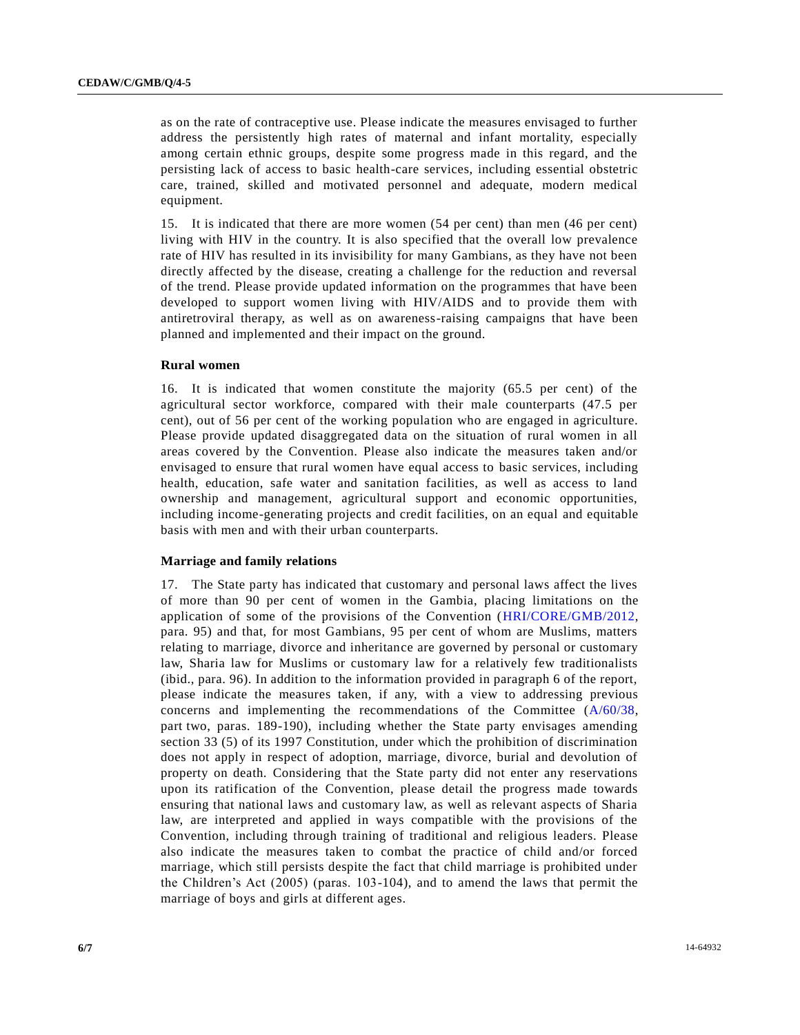as on the rate of contraceptive use. Please indicate the measures envisaged to further address the persistently high rates of maternal and infant mortality, especially among certain ethnic groups, despite some progress made in this regard, and the persisting lack of access to basic health-care services, including essential obstetric care, trained, skilled and motivated personnel and adequate, modern medical equipment.

15. It is indicated that there are more women (54 per cent) than men (46 per cent) living with HIV in the country. It is also specified that the overall low prevalence rate of HIV has resulted in its invisibility for many Gambians, as they have not been directly affected by the disease, creating a challenge for the reduction and reversal of the trend. Please provide updated information on the programmes that have been developed to support women living with HIV/AIDS and to provide them with antiretroviral therapy, as well as on awareness-raising campaigns that have been planned and implemented and their impact on the ground.

### Rural women

16. It is indicated that women constitute the majority (65.5 per cent) of the agricultural sector workforce, compared with their male counterparts (47.5 per cent), out of 56 per cent of the working population who are engaged in agriculture. Please provide updated disaggregated data on the situation of rural women in all areas covered by the Convention. Please also indicate the measures taken and/or envisaged to ensure that rural women have equal access to basic services, including health, education, safe water and sanitation facilities, as well as access to land ownership and management, agricultural support and economic opportunities, including income-generating projects and credit facilities, on an equal and equitable basis with men and with their urban counterparts.

### Marriage and family relations

17. The State party has indicated that customary and personal laws affect the lives of more than 90 per cent of women in the Gambia, placing limitations on the application of some of the provisions of the Convention (HRI/CORE/GMB/2012, para. 95) and that, for most Gambians, 95 per cent of whom are Muslims, matters relating to marriage, divorce and inheritance are governed by personal or customary law, Sharia law for Muslims or customary law for a relatively few traditionalists (ibid., para. 96). In addition to the information provided in paragraph 6 of the report, please indicate the measures taken, if any, with a view to addressing previous concerns and implementing the recommendations of the Committee (A/60/38, part two, paras. 189-190), including whether the State party envisages amending section 33 (5) of its 1997 Constitution, under which the prohibition of discrimination does not apply in respect of adoption, marriage, divorce, burial and devolution of property on death. Considering that the State party did not enter any reservations upon its ratification of the Convention, please detail the progress made towards ensuring that national laws and customary law, as well as relevant aspects of Sharia law, are interpreted and applied in ways compatible with the provisions of the Convention, including through training of traditional and religious leaders. Please also indicate the measures taken to combat the practice of child and/or forced marriage, which still persists despite the fact that child marriage is prohibited under the Children's Act (2005) (paras. 103-104), and to amend the laws that permit the marriage of boys and girls at different ages.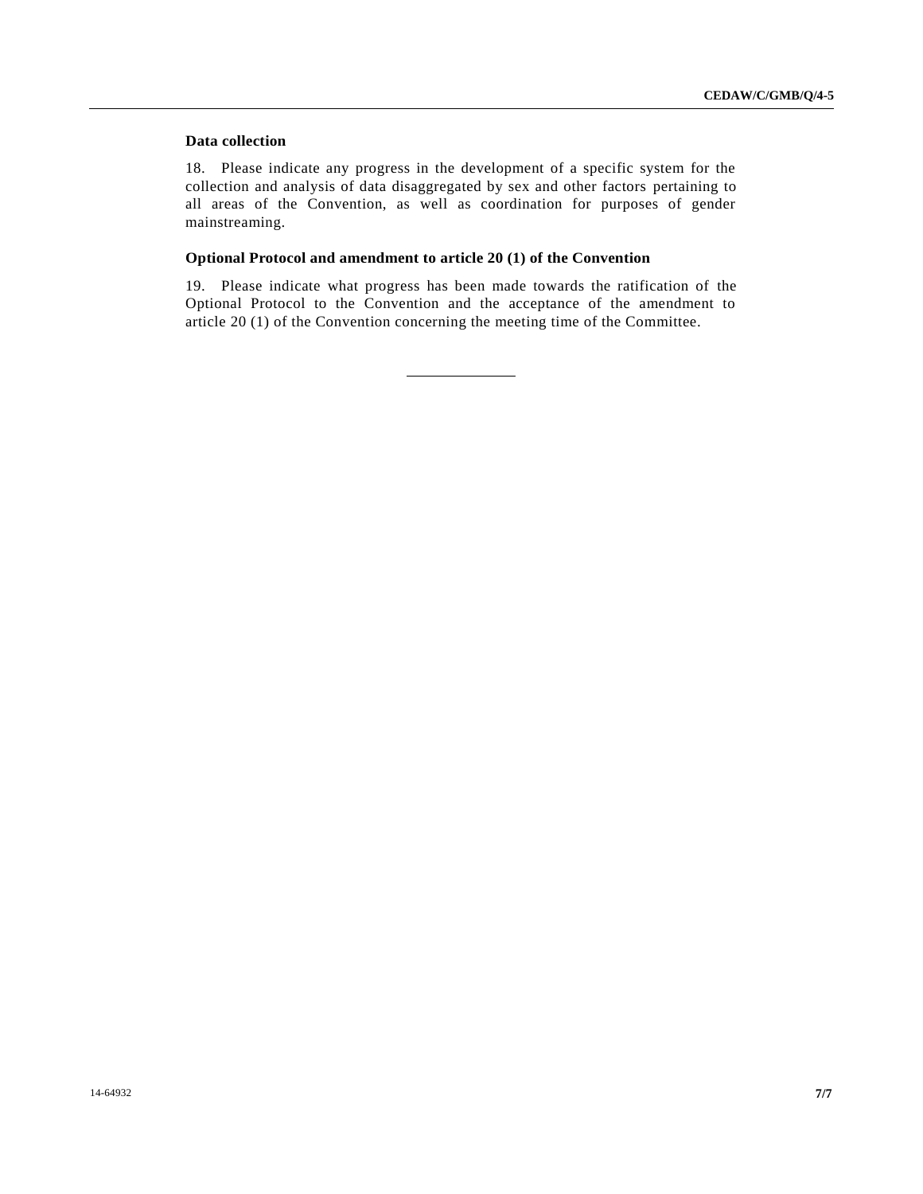### Data collection

18. Please indicate any progress in the development of a specific system for the collection and analysis of data disaggregated by sex and other factors pertaining to all areas of the Convention, as well as coordination for purposes of gender mainstreaming.

### Optional Protocol and amendment to article 20 (1) of the Convention

19. Please indicate what progress has been made towards the ratification of the Optional Protocol to the Convention and the acceptance of the amendment to article 20 (1) of the Convention concerning the meeting time of the Committee.